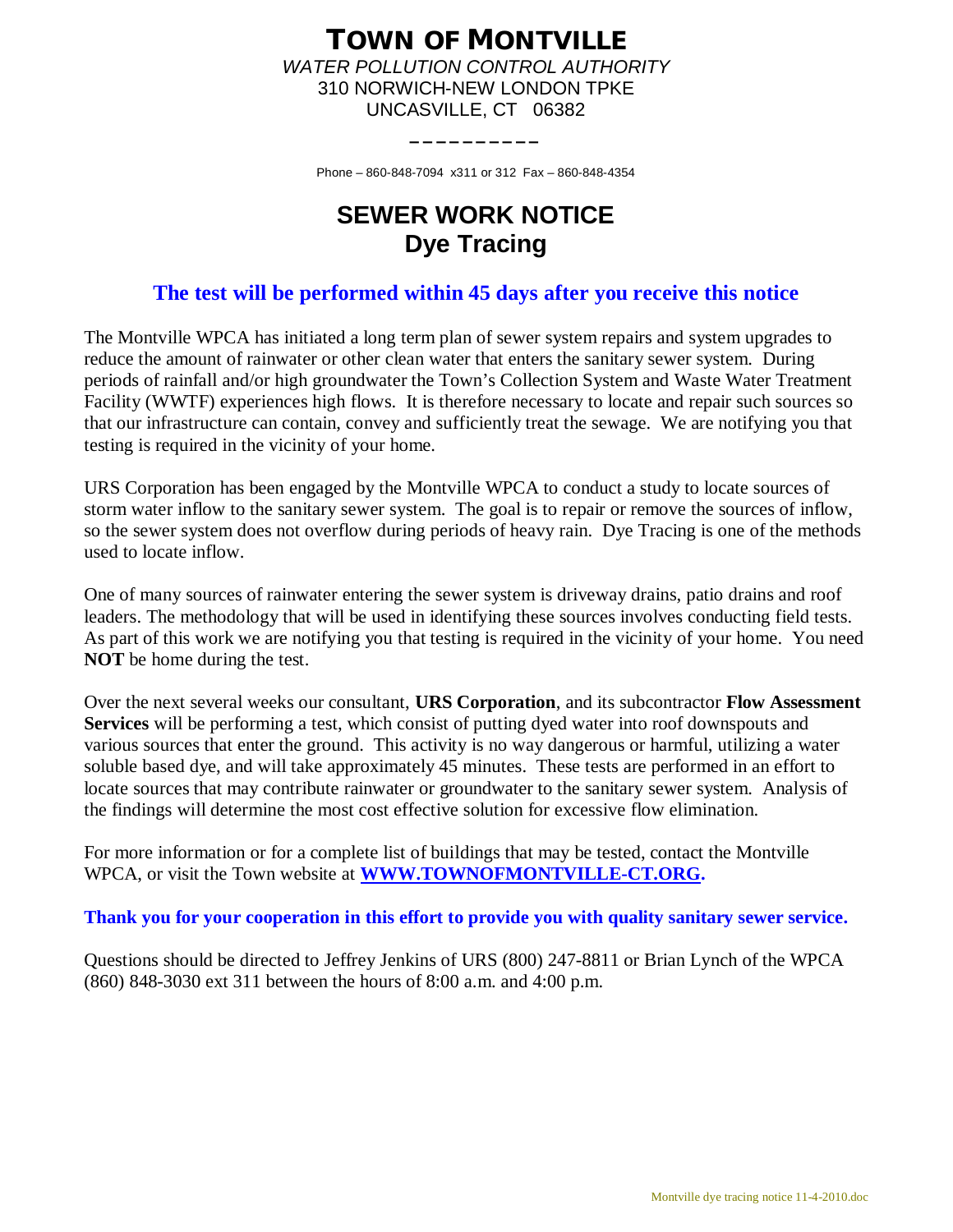# TOWN OF MONTVILLE

*WATER POLLUTION CONTROL AUTHORITY*
310 NORWICH-NEW LONDON TPKE
UNCASVILLE, CT 06382

Phone – 860-848-7094 x311 or 312 Fax – 860-848-4354

# SEWER WORK NOTICE
# Dye Tracing

**The test will be performed within 45 days after you receive this notice**

The Montville WPCA has initiated a long term plan of sewer system repairs and system upgrades to reduce the amount of rainwater or other clean water that enters the sanitary sewer system. During periods of rainfall and/or high groundwater the Town's Collection System and Waste Water Treatment Facility (WWTF) experiences high flows. It is therefore necessary to locate and repair such sources so that our infrastructure can contain, convey and sufficiently treat the sewage. We are notifying you that testing is required in the vicinity of your home.

URS Corporation has been engaged by the Montville WPCA to conduct a study to locate sources of storm water inflow to the sanitary sewer system. The goal is to repair or remove the sources of inflow, so the sewer system does not overflow during periods of heavy rain. Dye Tracing is one of the methods used to locate inflow.

One of many sources of rainwater entering the sewer system is driveway drains, patio drains and roof leaders. The methodology that will be used in identifying these sources involves conducting field tests. As part of this work we are notifying you that testing is required in the vicinity of your home. You need **NOT** be home during the test.

Over the next several weeks our consultant, **URS Corporation**, and its subcontractor **Flow Assessment Services** will be performing a test, which consist of putting dyed water into roof downspouts and various sources that enter the ground. This activity is no way dangerous or harmful, utilizing a water soluble based dye, and will take approximately 45 minutes. These tests are performed in an effort to locate sources that may contribute rainwater or groundwater to the sanitary sewer system. Analysis of the findings will determine the most cost effective solution for excessive flow elimination.

For more information or for a complete list of buildings that may be tested, contact the Montville WPCA, or visit the Town website at **WWW.TOWNOFMONTVILLE-CT.ORG.**

**Thank you for your cooperation in this effort to provide you with quality sanitary sewer service.**

Questions should be directed to Jeffrey Jenkins of URS (800) 247-8811 or Brian Lynch of the WPCA (860) 848-3030 ext 311 between the hours of 8:00 a.m. and 4:00 p.m.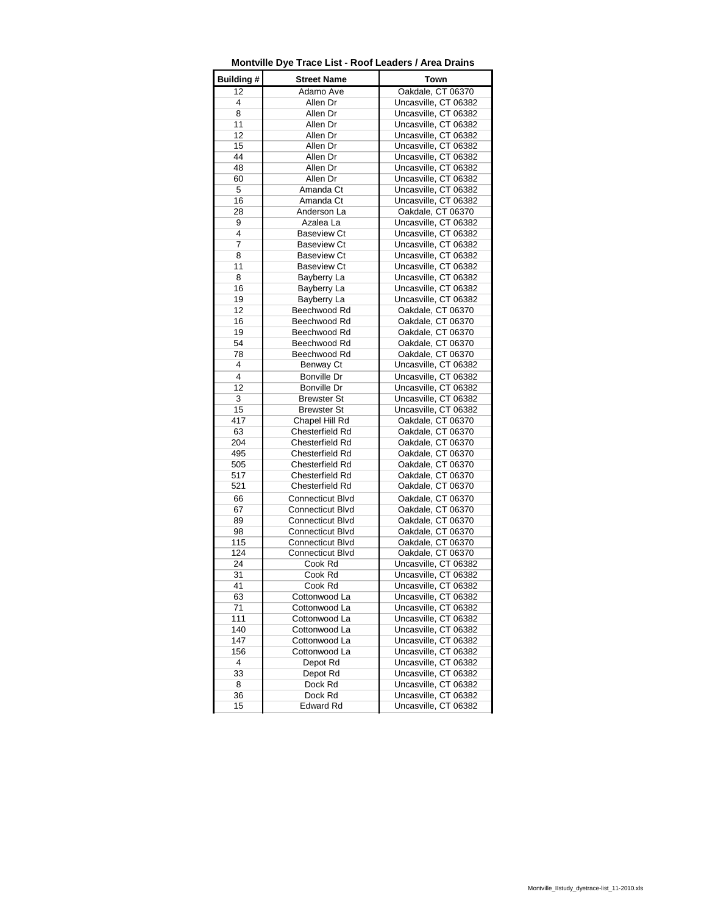**Montville Dye Trace List - Roof Leaders / Area Drains**

| Building # | Street Name | Town |
|---|---|---|
| 12 | Adamo Ave | Oakdale, CT 06370 |
| 4 | Allen Dr | Uncasville, CT 06382 |
| 8 | Allen Dr | Uncasville, CT 06382 |
| 11 | Allen Dr | Uncasville, CT 06382 |
| 12 | Allen Dr | Uncasville, CT 06382 |
| 15 | Allen Dr | Uncasville, CT 06382 |
| 44 | Allen Dr | Uncasville, CT 06382 |
| 48 | Allen Dr | Uncasville, CT 06382 |
| 60 | Allen Dr | Uncasville, CT 06382 |
| 5 | Amanda Ct | Uncasville, CT 06382 |
| 16 | Amanda Ct | Uncasville, CT 06382 |
| 28 | Anderson La | Oakdale, CT 06370 |
| 9 | Azalea La | Uncasville, CT 06382 |
| 4 | Baseview Ct | Uncasville, CT 06382 |
| 7 | Baseview Ct | Uncasville, CT 06382 |
| 8 | Baseview Ct | Uncasville, CT 06382 |
| 11 | Baseview Ct | Uncasville, CT 06382 |
| 8 | Bayberry La | Uncasville, CT 06382 |
| 16 | Bayberry La | Uncasville, CT 06382 |
| 19 | Bayberry La | Uncasville, CT 06382 |
| 12 | Beechwood Rd | Oakdale, CT 06370 |
| 16 | Beechwood Rd | Oakdale, CT 06370 |
| 19 | Beechwood Rd | Oakdale, CT 06370 |
| 54 | Beechwood Rd | Oakdale, CT 06370 |
| 78 | Beechwood Rd | Oakdale, CT 06370 |
| 4 | Benway Ct | Uncasville, CT 06382 |
| 4 | Bonville Dr | Uncasville, CT 06382 |
| 12 | Bonville Dr | Uncasville, CT 06382 |
| 3 | Brewster St | Uncasville, CT 06382 |
| 15 | Brewster St | Uncasville, CT 06382 |
| 417 | Chapel Hill Rd | Oakdale, CT 06370 |
| 63 | Chesterfield Rd | Oakdale, CT 06370 |
| 204 | Chesterfield Rd | Oakdale, CT 06370 |
| 495 | Chesterfield Rd | Oakdale, CT 06370 |
| 505 | Chesterfield Rd | Oakdale, CT 06370 |
| 517 | Chesterfield Rd | Oakdale, CT 06370 |
| 521 | Chesterfield Rd | Oakdale, CT 06370 |
| 66 | Connecticut Blvd | Oakdale, CT 06370 |
| 67 | Connecticut Blvd | Oakdale, CT 06370 |
| 89 | Connecticut Blvd | Oakdale, CT 06370 |
| 98 | Connecticut Blvd | Oakdale, CT 06370 |
| 115 | Connecticut Blvd | Oakdale, CT 06370 |
| 124 | Connecticut Blvd | Oakdale, CT 06370 |
| 24 | Cook Rd | Uncasville, CT 06382 |
| 31 | Cook Rd | Uncasville, CT 06382 |
| 41 | Cook Rd | Uncasville, CT 06382 |
| 63 | Cottonwood La | Uncasville, CT 06382 |
| 71 | Cottonwood La | Uncasville, CT 06382 |
| 111 | Cottonwood La | Uncasville, CT 06382 |
| 140 | Cottonwood La | Uncasville, CT 06382 |
| 147 | Cottonwood La | Uncasville, CT 06382 |
| 156 | Cottonwood La | Uncasville, CT 06382 |
| 4 | Depot Rd | Uncasville, CT 06382 |
| 33 | Depot Rd | Uncasville, CT 06382 |
| 8 | Dock Rd | Uncasville, CT 06382 |
| 36 | Dock Rd | Uncasville, CT 06382 |
| 15 | Edward Rd | Uncasville, CT 06382 |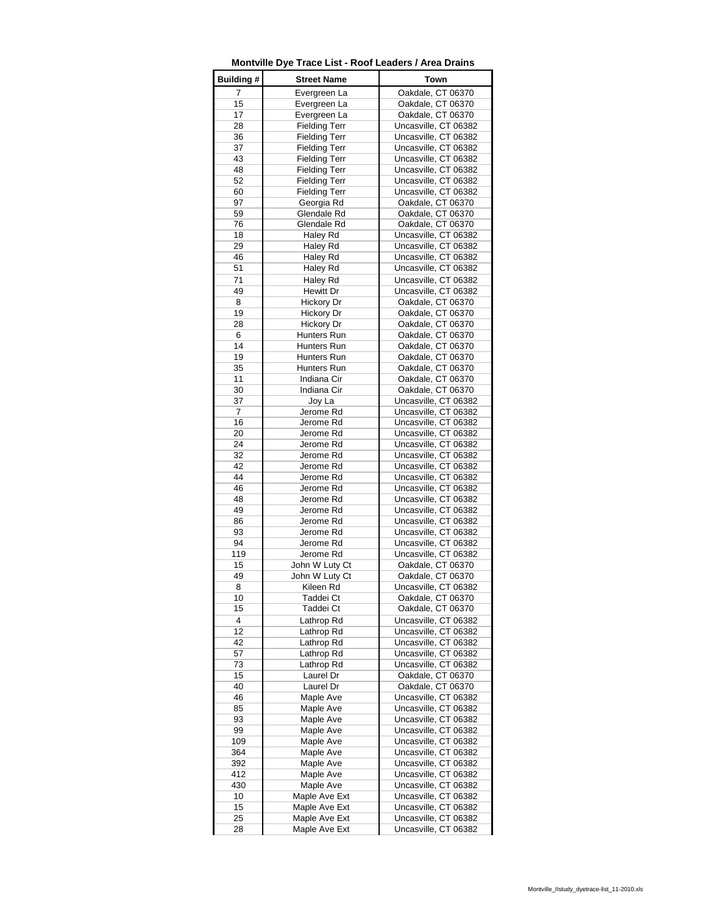**Montville Dye Trace List - Roof Leaders / Area Drains**

| Building # | Street Name | Town |
|---|---|---|
| 7 | Evergreen La | Oakdale, CT 06370 |
| 15 | Evergreen La | Oakdale, CT 06370 |
| 17 | Evergreen La | Oakdale, CT 06370 |
| 28 | Fielding Terr | Uncasville, CT 06382 |
| 36 | Fielding Terr | Uncasville, CT 06382 |
| 37 | Fielding Terr | Uncasville, CT 06382 |
| 43 | Fielding Terr | Uncasville, CT 06382 |
| 48 | Fielding Terr | Uncasville, CT 06382 |
| 52 | Fielding Terr | Uncasville, CT 06382 |
| 60 | Fielding Terr | Uncasville, CT 06382 |
| 97 | Georgia Rd | Oakdale, CT 06370 |
| 59 | Glendale Rd | Oakdale, CT 06370 |
| 76 | Glendale Rd | Oakdale, CT 06370 |
| 18 | Haley Rd | Uncasville, CT 06382 |
| 29 | Haley Rd | Uncasville, CT 06382 |
| 46 | Haley Rd | Uncasville, CT 06382 |
| 51 | Haley Rd | Uncasville, CT 06382 |
| 71 | Haley Rd | Uncasville, CT 06382 |
| 49 | Hewitt Dr | Uncasville, CT 06382 |
| 8 | Hickory Dr | Oakdale, CT 06370 |
| 19 | Hickory Dr | Oakdale, CT 06370 |
| 28 | Hickory Dr | Oakdale, CT 06370 |
| 6 | Hunters Run | Oakdale, CT 06370 |
| 14 | Hunters Run | Oakdale, CT 06370 |
| 19 | Hunters Run | Oakdale, CT 06370 |
| 35 | Hunters Run | Oakdale, CT 06370 |
| 11 | Indiana Cir | Oakdale, CT 06370 |
| 30 | Indiana Cir | Oakdale, CT 06370 |
| 37 | Joy La | Uncasville, CT 06382 |
| 7 | Jerome Rd | Uncasville, CT 06382 |
| 16 | Jerome Rd | Uncasville, CT 06382 |
| 20 | Jerome Rd | Uncasville, CT 06382 |
| 24 | Jerome Rd | Uncasville, CT 06382 |
| 32 | Jerome Rd | Uncasville, CT 06382 |
| 42 | Jerome Rd | Uncasville, CT 06382 |
| 44 | Jerome Rd | Uncasville, CT 06382 |
| 46 | Jerome Rd | Uncasville, CT 06382 |
| 48 | Jerome Rd | Uncasville, CT 06382 |
| 49 | Jerome Rd | Uncasville, CT 06382 |
| 86 | Jerome Rd | Uncasville, CT 06382 |
| 93 | Jerome Rd | Uncasville, CT 06382 |
| 94 | Jerome Rd | Uncasville, CT 06382 |
| 119 | Jerome Rd | Uncasville, CT 06382 |
| 15 | John W Luty Ct | Oakdale, CT 06370 |
| 49 | John W Luty Ct | Oakdale, CT 06370 |
| 8 | Kileen Rd | Uncasville, CT 06382 |
| 10 | Taddei Ct | Oakdale, CT 06370 |
| 15 | Taddei Ct | Oakdale, CT 06370 |
| 4 | Lathrop Rd | Uncasville, CT 06382 |
| 12 | Lathrop Rd | Uncasville, CT 06382 |
| 42 | Lathrop Rd | Uncasville, CT 06382 |
| 57 | Lathrop Rd | Uncasville, CT 06382 |
| 73 | Lathrop Rd | Uncasville, CT 06382 |
| 15 | Laurel Dr | Oakdale, CT 06370 |
| 40 | Laurel Dr | Oakdale, CT 06370 |
| 46 | Maple Ave | Uncasville, CT 06382 |
| 85 | Maple Ave | Uncasville, CT 06382 |
| 93 | Maple Ave | Uncasville, CT 06382 |
| 99 | Maple Ave | Uncasville, CT 06382 |
| 109 | Maple Ave | Uncasville, CT 06382 |
| 364 | Maple Ave | Uncasville, CT 06382 |
| 392 | Maple Ave | Uncasville, CT 06382 |
| 412 | Maple Ave | Uncasville, CT 06382 |
| 430 | Maple Ave | Uncasville, CT 06382 |
| 10 | Maple Ave Ext | Uncasville, CT 06382 |
| 15 | Maple Ave Ext | Uncasville, CT 06382 |
| 25 | Maple Ave Ext | Uncasville, CT 06382 |
| 28 | Maple Ave Ext | Uncasville, CT 06382 |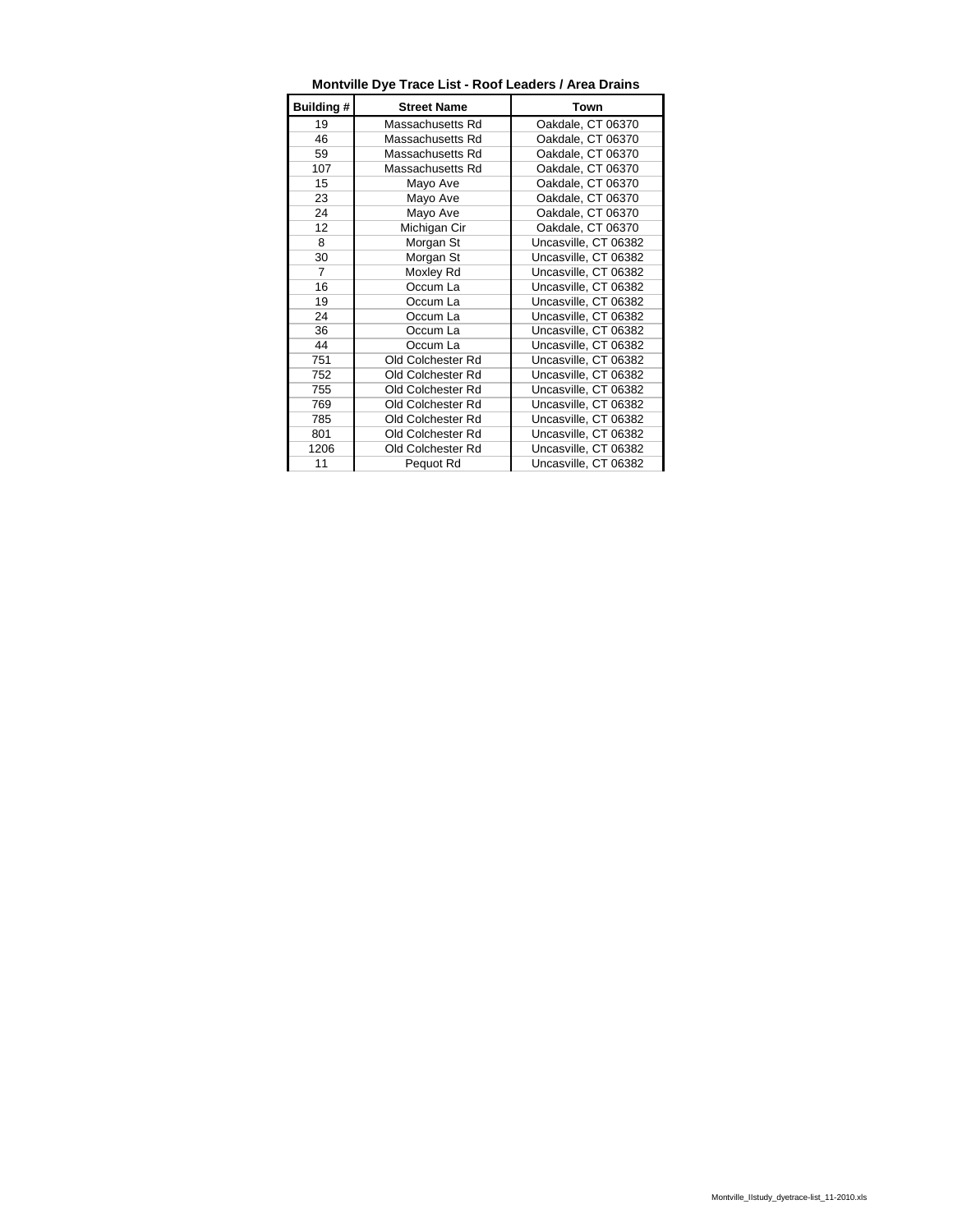**Montville Dye Trace List - Roof Leaders / Area Drains**

| Building # | Street Name | Town |
|---|---|---|
| 19 | Massachusetts Rd | Oakdale, CT 06370 |
| 46 | Massachusetts Rd | Oakdale, CT 06370 |
| 59 | Massachusetts Rd | Oakdale, CT 06370 |
| 107 | Massachusetts Rd | Oakdale, CT 06370 |
| 15 | Mayo Ave | Oakdale, CT 06370 |
| 23 | Mayo Ave | Oakdale, CT 06370 |
| 24 | Mayo Ave | Oakdale, CT 06370 |
| 12 | Michigan Cir | Oakdale, CT 06370 |
| 8 | Morgan St | Uncasville, CT 06382 |
| 30 | Morgan St | Uncasville, CT 06382 |
| 7 | Moxley Rd | Uncasville, CT 06382 |
| 16 | Occum La | Uncasville, CT 06382 |
| 19 | Occum La | Uncasville, CT 06382 |
| 24 | Occum La | Uncasville, CT 06382 |
| 36 | Occum La | Uncasville, CT 06382 |
| 44 | Occum La | Uncasville, CT 06382 |
| 751 | Old Colchester Rd | Uncasville, CT 06382 |
| 752 | Old Colchester Rd | Uncasville, CT 06382 |
| 755 | Old Colchester Rd | Uncasville, CT 06382 |
| 769 | Old Colchester Rd | Uncasville, CT 06382 |
| 785 | Old Colchester Rd | Uncasville, CT 06382 |
| 801 | Old Colchester Rd | Uncasville, CT 06382 |
| 1206 | Old Colchester Rd | Uncasville, CT 06382 |
| 11 | Pequot Rd | Uncasville, CT 06382 |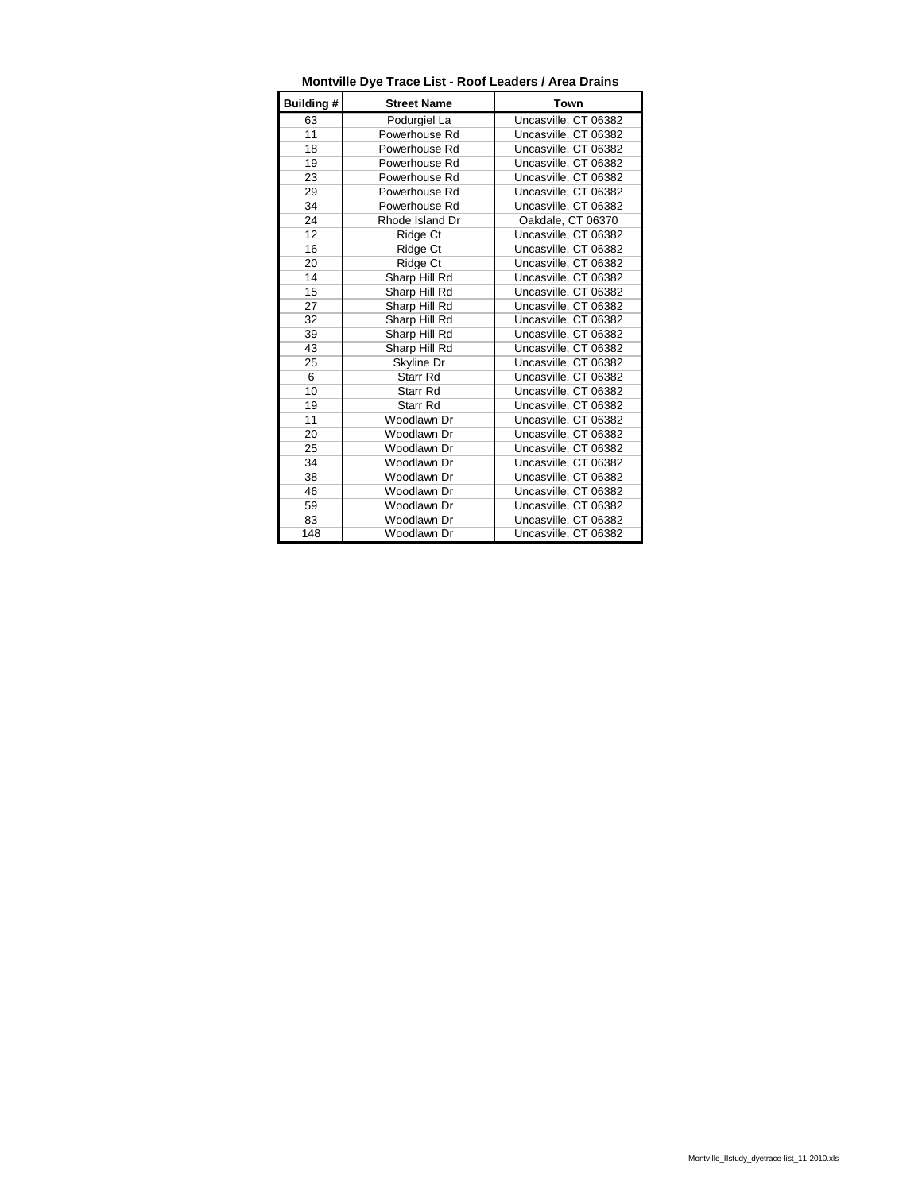**Montville Dye Trace List - Roof Leaders / Area Drains**

| Building # | Street Name | Town |
|---|---|---|
| 63 | Podurgiel La | Uncasville, CT 06382 |
| 11 | Powerhouse Rd | Uncasville, CT 06382 |
| 18 | Powerhouse Rd | Uncasville, CT 06382 |
| 19 | Powerhouse Rd | Uncasville, CT 06382 |
| 23 | Powerhouse Rd | Uncasville, CT 06382 |
| 29 | Powerhouse Rd | Uncasville, CT 06382 |
| 34 | Powerhouse Rd | Uncasville, CT 06382 |
| 24 | Rhode Island Dr | Oakdale, CT 06370 |
| 12 | Ridge Ct | Uncasville, CT 06382 |
| 16 | Ridge Ct | Uncasville, CT 06382 |
| 20 | Ridge Ct | Uncasville, CT 06382 |
| 14 | Sharp Hill Rd | Uncasville, CT 06382 |
| 15 | Sharp Hill Rd | Uncasville, CT 06382 |
| 27 | Sharp Hill Rd | Uncasville, CT 06382 |
| 32 | Sharp Hill Rd | Uncasville, CT 06382 |
| 39 | Sharp Hill Rd | Uncasville, CT 06382 |
| 43 | Sharp Hill Rd | Uncasville, CT 06382 |
| 25 | Skyline Dr | Uncasville, CT 06382 |
| 6 | Starr Rd | Uncasville, CT 06382 |
| 10 | Starr Rd | Uncasville, CT 06382 |
| 19 | Starr Rd | Uncasville, CT 06382 |
| 11 | Woodlawn Dr | Uncasville, CT 06382 |
| 20 | Woodlawn Dr | Uncasville, CT 06382 |
| 25 | Woodlawn Dr | Uncasville, CT 06382 |
| 34 | Woodlawn Dr | Uncasville, CT 06382 |
| 38 | Woodlawn Dr | Uncasville, CT 06382 |
| 46 | Woodlawn Dr | Uncasville, CT 06382 |
| 59 | Woodlawn Dr | Uncasville, CT 06382 |
| 83 | Woodlawn Dr | Uncasville, CT 06382 |
| 148 | Woodlawn Dr | Uncasville, CT 06382 |